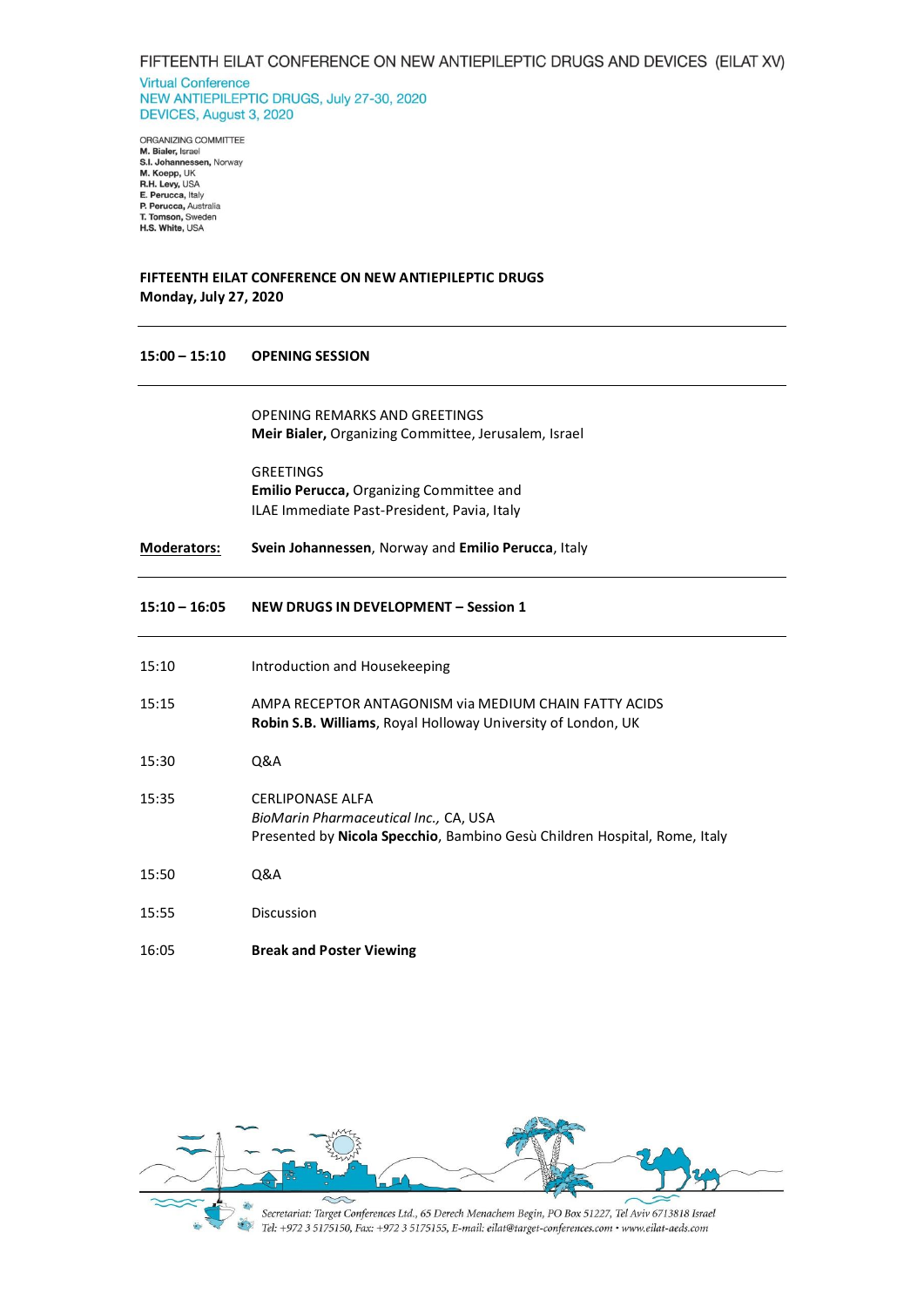# FIFTEENTH EILAT CONFERENCE ON NEW ANTIEPILEPTIC DRUGS AND DEVICES (EILAT XV)

Virtual Conference
NEW ANTIEPILEPTIC DRUGS, July 27-30, 2020
DEVICES, August 3, 2020

ORGANIZING COMMITTEE
**M. Bialer,** Israel
**S.I. Johannessen,** Norway
**M. Koepp,** UK
**R.H. Levy,** USA
**E. Perucca,** Italy
**P. Perucca,** Australia
**T. Tomson,** Sweden
**H.S. White,** USA

## FIFTEENTH EILAT CONFERENCE ON NEW ANTIEPILEPTIC DRUGS
**Monday, July 27, 2020**

---

**15:00 – 15:10** **OPENING SESSION**

---

OPENING REMARKS AND GREETINGS
**Meir Bialer,** Organizing Committee, Jerusalem, Israel

GREETINGS
**Emilio Perucca,** Organizing Committee and
ILAE Immediate Past-President, Pavia, Italy

**Moderators:** **Svein Johannessen**, Norway and **Emilio Perucca**, Italy

---

**15:10 – 16:05** **NEW DRUGS IN DEVELOPMENT – Session 1**

---

| Time | Item |
|---|---|
| 15:10 | Introduction and Housekeeping |
| 15:15 | AMPA RECEPTOR ANTAGONISM via MEDIUM CHAIN FATTY ACIDS<br>**Robin S.B. Williams**, Royal Holloway University of London, UK |
| 15:30 | Q&A |
| 15:35 | CERLIPONASE ALFA<br>*BioMarin Pharmaceutical Inc.,* CA, USA<br>Presented by **Nicola Specchio**, Bambino Gesù Children Hospital, Rome, Italy |
| 15:50 | Q&A |
| 15:55 | Discussion |
| 16:05 | **Break and Poster Viewing** |

Secretariat: Target Conferences Ltd., 65 Derech Menachem Begin, PO Box 51227, Tel Aviv 6713818 Israel
Tel: +972 3 5175150, Fax: +972 3 5175155, E-mail: eilat@target-conferences.com • www.eilat-aeds.com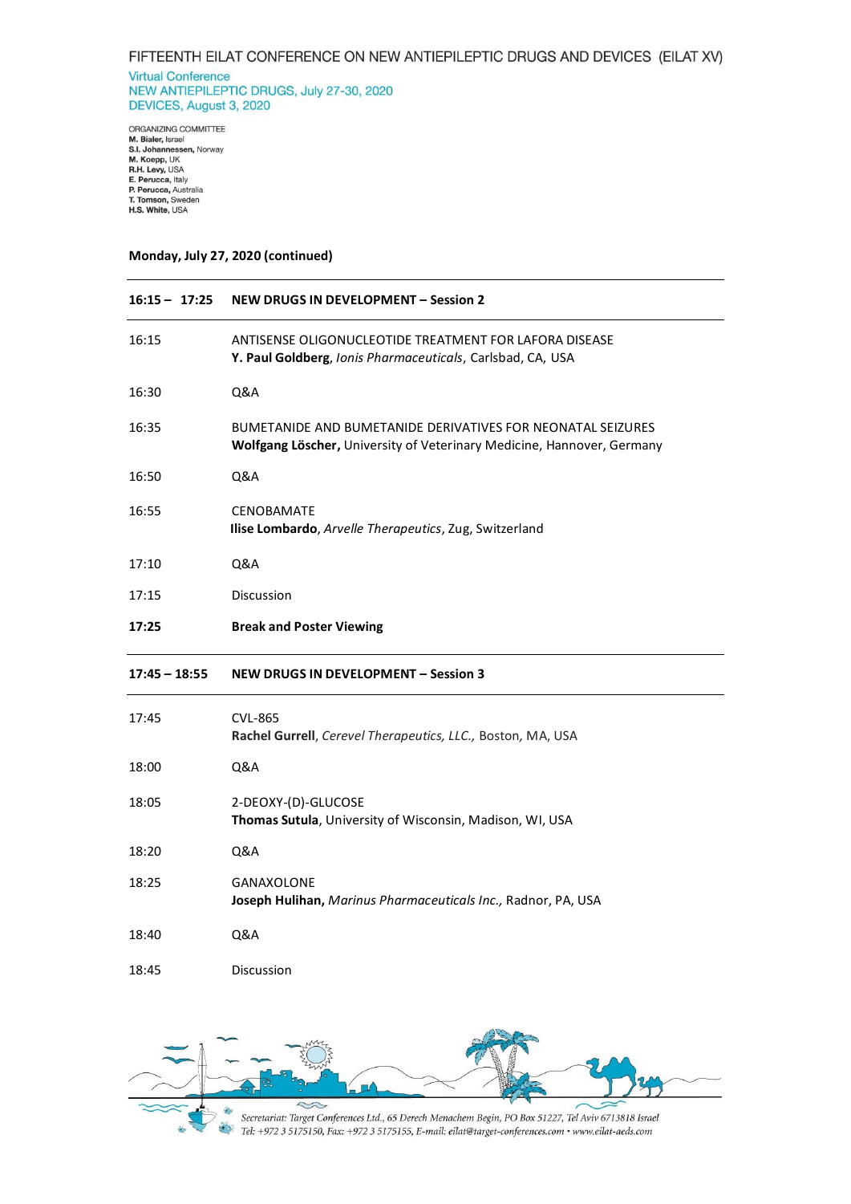Monday, July 27, 2020 (continued)

| | |
|---|---|
| **16:15 – 17:25** | **NEW DRUGS IN DEVELOPMENT – Session 2** |
| 16:15 | ANTISENSE OLIGONUCLEOTIDE TREATMENT FOR LAFORA DISEASE<br>**Y. Paul Goldberg**, *Ionis Pharmaceuticals*, Carlsbad, CA, USA |
| 16:30 | Q&A |
| 16:35 | BUMETANIDE AND BUMETANIDE DERIVATIVES FOR NEONATAL SEIZURES<br>**Wolfgang Löscher,** University of Veterinary Medicine, Hannover, Germany |
| 16:50 | Q&A |
| 16:55 | CENOBAMATE<br>**Ilise Lombardo**, *Arvelle Therapeutics*, Zug, Switzerland |
| 17:10 | Q&A |
| 17:15 | Discussion |
| **17:25** | **Break and Poster Viewing** |

| | |
|---|---|
| **17:45 – 18:55** | **NEW DRUGS IN DEVELOPMENT – Session 3** |
| 17:45 | CVL-865<br>**Rachel Gurrell**, *Cerevel Therapeutics, LLC.,* Boston, MA, USA |
| 18:00 | Q&A |
| 18:05 | 2-DEOXY-(D)-GLUCOSE<br>**Thomas Sutula**, University of Wisconsin, Madison, WI, USA |
| 18:20 | Q&A |
| 18:25 | GANAXOLONE<br>**Joseph Hulihan,** *Marinus Pharmaceuticals Inc.,* Radnor, PA, USA |
| 18:40 | Q&A |
| 18:45 | Discussion |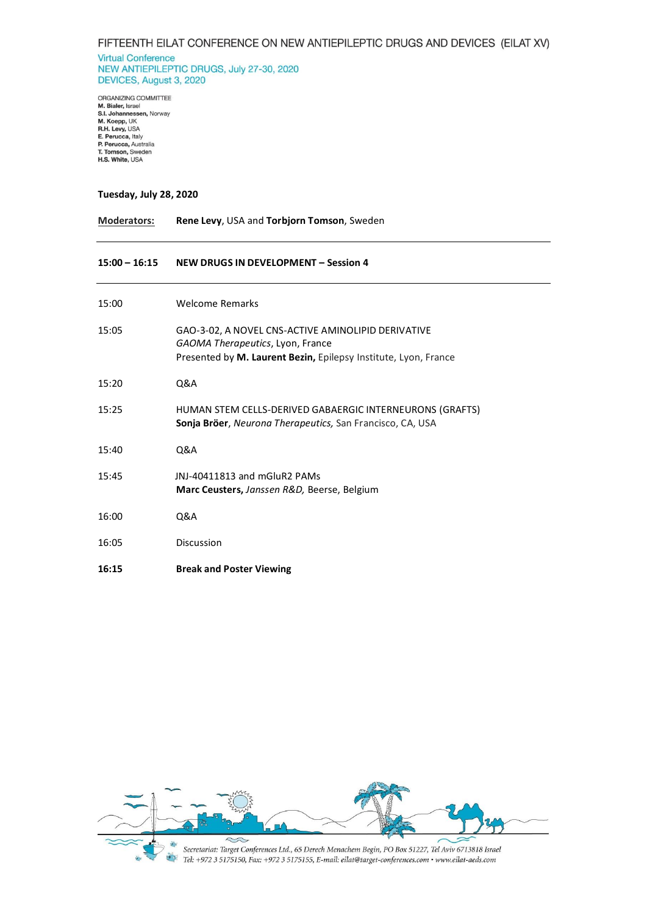**Tuesday, July 28, 2020**

**Moderators:** **Rene Levy**, USA and **Torbjorn Tomson**, Sweden

---

**15:00 – 16:15 NEW DRUGS IN DEVELOPMENT – Session 4**

---

| | |
|---|---|
| 15:00 | Welcome Remarks |
| 15:05 | GAO-3-02, A NOVEL CNS-ACTIVE AMINOLIPID DERIVATIVE<br>*GAOMA Therapeutics*, Lyon, France<br>Presented by **M. Laurent Bezin,** Epilepsy Institute, Lyon, France |
| 15:20 | Q&A |
| 15:25 | HUMAN STEM CELLS-DERIVED GABAERGIC INTERNEURONS (GRAFTS)<br>**Sonja Bröer**, *Neurona Therapeutics,* San Francisco, CA, USA |
| 15:40 | Q&A |
| 15:45 | JNJ-40411813 and mGluR2 PAMs<br>**Marc Ceusters,** *Janssen R&D,* Beerse, Belgium |
| 16:00 | Q&A |
| 16:05 | Discussion |
| **16:15** | **Break and Poster Viewing** |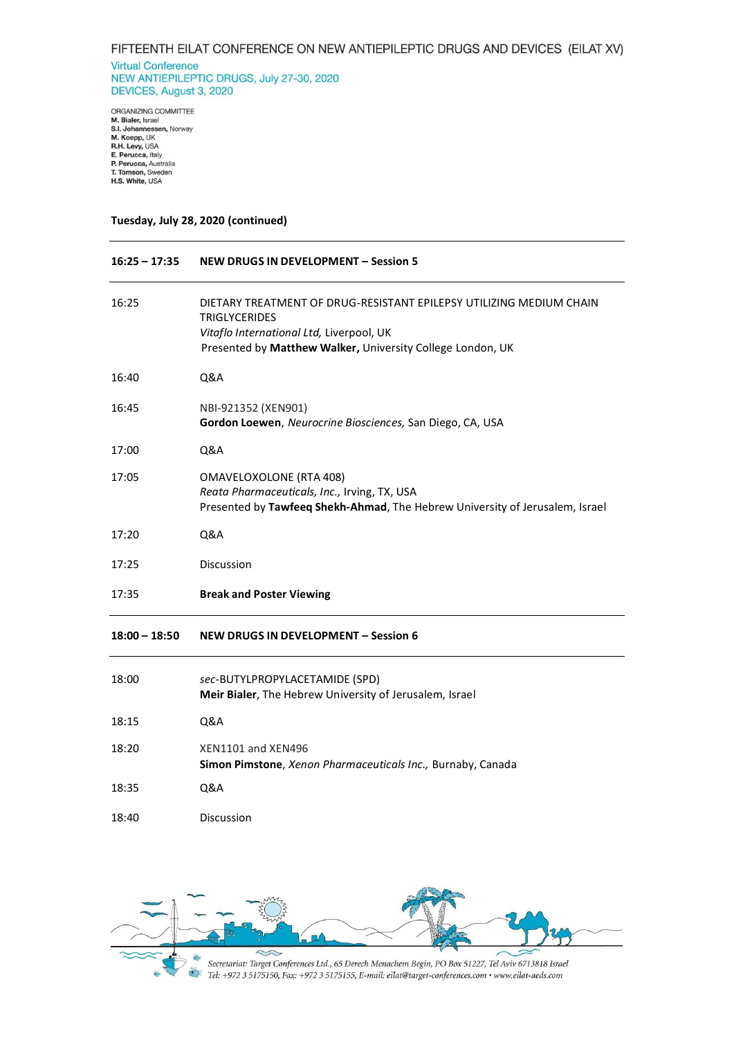FIFTEENTH EILAT CONFERENCE ON NEW ANTIEPILEPTIC DRUGS AND DEVICES (EILAT XV)

Virtual Conference
NEW ANTIEPILEPTIC DRUGS, July 27-30, 2020
DEVICES, August 3, 2020

ORGANIZING COMMITTEE
**M. Bialer,** Israel
**S.I. Johannessen,** Norway
**M. Koepp,** UK
**R.H. Levy,** USA
**E. Perucca,** Italy
**P. Perucca,** Australia
**T. Tomson,** Sweden
**H.S. White,** USA

**Tuesday, July 28, 2020 (continued)**

| | |
|---|---|
| **16:25 – 17:35** | **NEW DRUGS IN DEVELOPMENT – Session 5** |
| 16:25 | DIETARY TREATMENT OF DRUG-RESISTANT EPILEPSY UTILIZING MEDIUM CHAIN TRIGLYCERIDES<br>*Vitaflo International Ltd,* Liverpool, UK<br>Presented by **Matthew Walker,** University College London, UK |
| 16:40 | Q&A |
| 16:45 | NBI-921352 (XEN901)<br>**Gordon Loewen**, *Neurocrine Biosciences,* San Diego, CA, USA |
| 17:00 | Q&A |
| 17:05 | OMAVELOXOLONE (RTA 408)<br>*Reata Pharmaceuticals, Inc.,* Irving, TX, USA<br>Presented by **Tawfeeq Shekh-Ahmad**, The Hebrew University of Jerusalem, Israel |
| 17:20 | Q&A |
| 17:25 | Discussion |
| 17:35 | **Break and Poster Viewing** |
| **18:00 – 18:50** | **NEW DRUGS IN DEVELOPMENT – Session 6** |
| 18:00 | *sec*-BUTYLPROPYLACETAMIDE (SPD)<br>**Meir Bialer**, The Hebrew University of Jerusalem, Israel |
| 18:15 | Q&A |
| 18:20 | XEN1101 and XEN496<br>**Simon Pimstone**, *Xenon Pharmaceuticals Inc.,* Burnaby, Canada |
| 18:35 | Q&A |
| 18:40 | Discussion |

*Secretariat: Target Conferences Ltd., 65 Derech Menachem Begin, PO Box 51227, Tel Aviv 6713818 Israel*
*Tel: +972 3 5175150, Fax: +972 3 5175155, E-mail: eilat@target-conferences.com • www.eilat-aeds.com*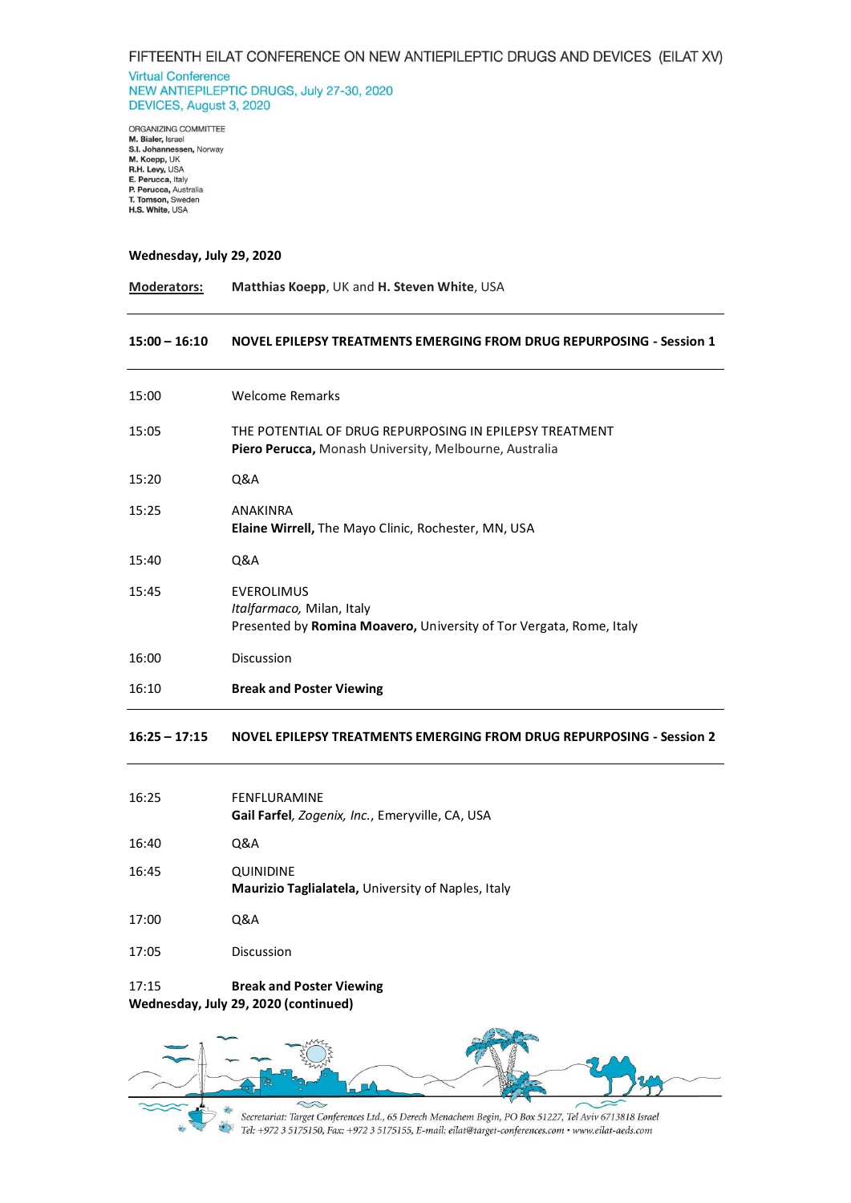FIFTEENTH EILAT CONFERENCE ON NEW ANTIEPILEPTIC DRUGS AND DEVICES (EILAT XV)

Virtual Conference
NEW ANTIEPILEPTIC DRUGS, July 27-30, 2020
DEVICES, August 3, 2020

ORGANIZING COMMITTEE
**M. Bialer,** Israel
**S.I. Johannessen,** Norway
**M. Koepp,** UK
**R.H. Levy,** USA
**E. Perucca,** Italy
**P. Perucca,** Australia
**T. Tomson,** Sweden
**H.S. White,** USA

**Wednesday, July 29, 2020**

**Moderators:** **Matthias Koepp**, UK and **H. Steven White**, USA

---

**15:00 – 16:10** **NOVEL EPILEPSY TREATMENTS EMERGING FROM DRUG REPURPOSING - Session 1**

---

15:00 Welcome Remarks

15:05 THE POTENTIAL OF DRUG REPURPOSING IN EPILEPSY TREATMENT
**Piero Perucca,** Monash University, Melbourne, Australia

15:20 Q&A

15:25 ANAKINRA
**Elaine Wirrell,** The Mayo Clinic, Rochester, MN, USA

15:40 Q&A

15:45 EVEROLIMUS
*Italfarmaco,* Milan, Italy
Presented by **Romina Moavero,** University of Tor Vergata, Rome, Italy

16:00 Discussion

16:10 **Break and Poster Viewing**

---

**16:25 – 17:15** **NOVEL EPILEPSY TREATMENTS EMERGING FROM DRUG REPURPOSING - Session 2**

---

16:25 FENFLURAMINE
**Gail Farfel**, *Zogenix, Inc.*, Emeryville, CA, USA

16:40 Q&A

16:45 QUINIDINE
**Maurizio Taglialatela,** University of Naples, Italy

17:00 Q&A

17:05 Discussion

17:15 **Break and Poster Viewing**

**Wednesday, July 29, 2020 (continued)**

*Secretariat: Target Conferences Ltd., 65 Derech Menachem Begin, PO Box 51227, Tel Aviv 6713818 Israel*
*Tel: +972 3 5175150, Fax: +972 3 5175155, E-mail: eilat@target-conferences.com • www.eilat-aeds.com*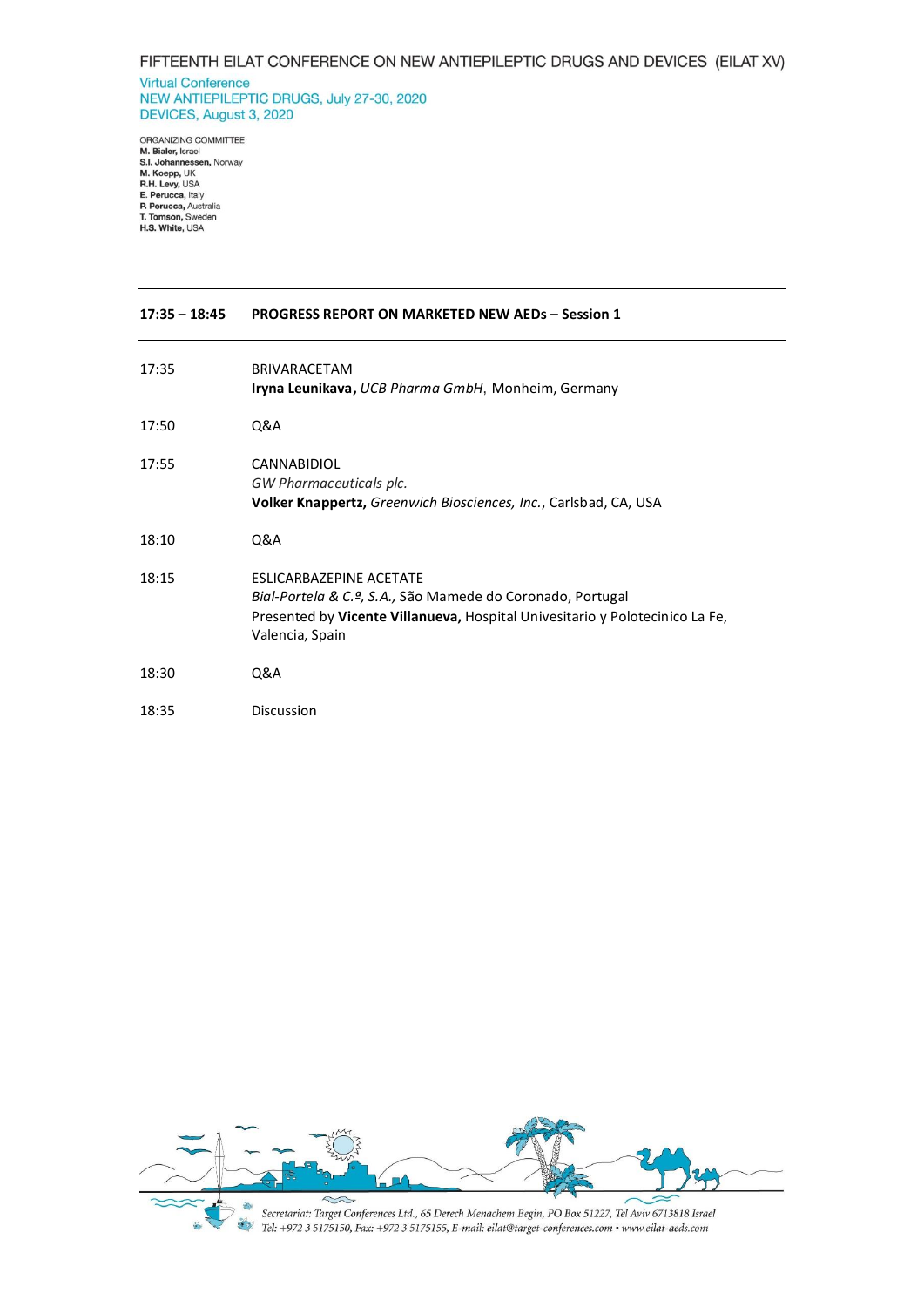FIFTEENTH EILAT CONFERENCE ON NEW ANTIEPILEPTIC DRUGS AND DEVICES (EILAT XV)

Virtual Conference
NEW ANTIEPILEPTIC DRUGS, July 27-30, 2020
DEVICES, August 3, 2020

ORGANIZING COMMITTEE
**M. Bialer,** Israel
**S.I. Johannessen,** Norway
**M. Koepp,** UK
**R.H. Levy,** USA
**E. Perucca,** Italy
**P. Perucca,** Australia
**T. Tomson,** Sweden
**H.S. White,** USA

---

**17:35 – 18:45 PROGRESS REPORT ON MARKETED NEW AEDs – Session 1**

---

| | |
|---|---|
| 17:35 | BRIVARACETAM<br>**Iryna Leunikava,** *UCB Pharma GmbH*, Monheim, Germany |
| 17:50 | Q&A |
| 17:55 | CANNABIDIOL<br>*GW Pharmaceuticals plc.*<br>**Volker Knappertz,** *Greenwich Biosciences, Inc.*, Carlsbad, CA, USA |
| 18:10 | Q&A |
| 18:15 | ESLICARBAZEPINE ACETATE<br>*Bial-Portela & C.ª, S.A.,* São Mamede do Coronado, Portugal<br>Presented by **Vicente Villanueva,** Hospital Univesitario y Polotecinico La Fe, Valencia, Spain |
| 18:30 | Q&A |
| 18:35 | Discussion |

*Secretariat: Target Conferences Ltd., 65 Derech Menachem Begin, PO Box 51227, Tel Aviv 6713818 Israel*
*Tel: +972 3 5175150, Fax: +972 3 5175155, E-mail: eilat@target-conferences.com • www.eilat-aeds.com*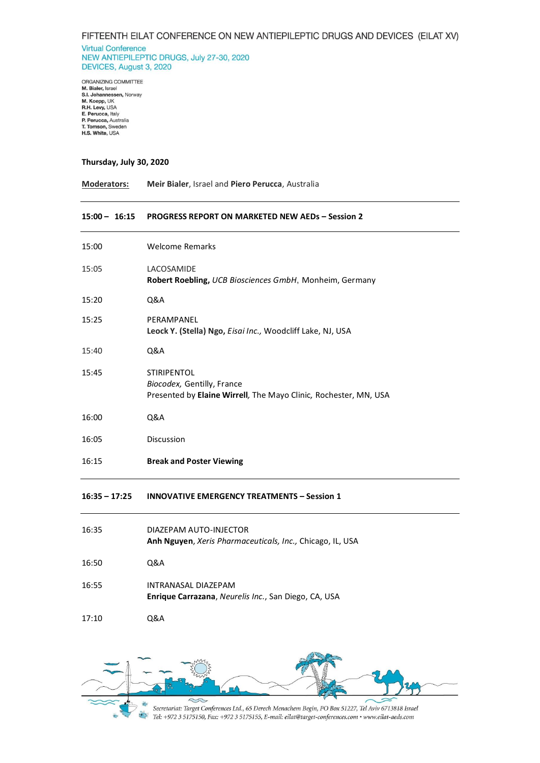FIFTEENTH EILAT CONFERENCE ON NEW ANTIEPILEPTIC DRUGS AND DEVICES (EILAT XV)

Virtual Conference
NEW ANTIEPILEPTIC DRUGS, July 27-30, 2020
DEVICES, August 3, 2020

ORGANIZING COMMITTEE
**M. Bialer,** Israel
**S.I. Johannessen,** Norway
**M. Koepp,** UK
**R.H. Levy,** USA
**E. Perucca,** Italy
**P. Perucca,** Australia
**T. Tomson,** Sweden
**H.S. White,** USA

**Thursday, July 30, 2020**

| **Moderators:** | **Meir Bialer**, Israel and **Piero Perucca**, Australia |
|---|---|
| **15:00 – 16:15** | **PROGRESS REPORT ON MARKETED NEW AEDs – Session 2** |
| 15:00 | Welcome Remarks |
| 15:05 | LACOSAMIDE<br>**Robert Roebling,** *UCB Biosciences GmbH*, Monheim, Germany |
| 15:20 | Q&A |
| 15:25 | PERAMPANEL<br>**Leock Y. (Stella) Ngo,** *Eisai Inc.,* Woodcliff Lake, NJ, USA |
| 15:40 | Q&A |
| 15:45 | STIRIPENTOL<br>*Biocodex,* Gentilly, France<br>Presented by **Elaine Wirrell**, The Mayo Clinic, Rochester, MN, USA |
| 16:00 | Q&A |
| 16:05 | Discussion |
| 16:15 | **Break and Poster Viewing** |
| **16:35 – 17:25** | **INNOVATIVE EMERGENCY TREATMENTS – Session 1** |
| 16:35 | DIAZEPAM AUTO-INJECTOR<br>**Anh Nguyen**, *Xeris Pharmaceuticals, Inc.,* Chicago, IL, USA |
| 16:50 | Q&A |
| 16:55 | INTRANASAL DIAZEPAM<br>**Enrique Carrazana**, *Neurelis Inc.*, San Diego, CA, USA |
| 17:10 | Q&A |

*Secretariat: Target Conferences Ltd., 65 Derech Menachem Begin, PO Box 51227, Tel Aviv 6713818 Israel*
*Tel: +972 3 5175150, Fax: +972 3 5175155, E-mail: eilat@target-conferences.com • www.eilat-aeds.com*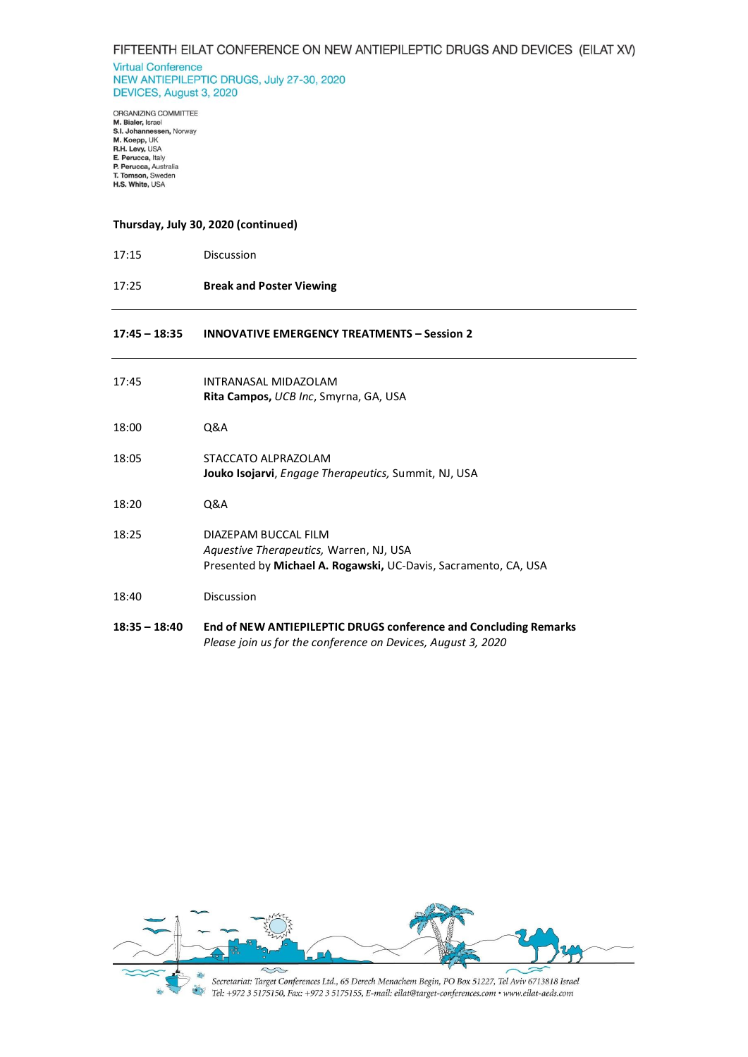FIFTEENTH EILAT CONFERENCE ON NEW ANTIEPILEPTIC DRUGS AND DEVICES (EILAT XV)

Virtual Conference
NEW ANTIEPILEPTIC DRUGS, July 27-30, 2020
DEVICES, August 3, 2020

ORGANIZING COMMITTEE
**M. Bialer,** Israel
**S.I. Johannessen,** Norway
**M. Koepp,** UK
**R.H. Levy,** USA
**E. Perucca,** Italy
**P. Perucca,** Australia
**T. Tomson,** Sweden
**H.S. White,** USA

**Thursday, July 30, 2020 (continued)**

| | |
|---|---|
| 17:15 | Discussion |
| 17:25 | **Break and Poster Viewing** |

---

**17:45 – 18:35 INNOVATIVE EMERGENCY TREATMENTS – Session 2**

---

| | |
|---|---|
| 17:45 | INTRANASAL MIDAZOLAM<br>**Rita Campos,** *UCB Inc*, Smyrna, GA, USA |
| 18:00 | Q&A |
| 18:05 | STACCATO ALPRAZOLAM<br>**Jouko Isojarvi**, *Engage Therapeutics,* Summit, NJ, USA |
| 18:20 | Q&A |
| 18:25 | DIAZEPAM BUCCAL FILM<br>*Aquestive Therapeutics,* Warren, NJ, USA<br>Presented by **Michael A. Rogawski,** UC-Davis, Sacramento, CA, USA |
| 18:40 | Discussion |
| **18:35 – 18:40** | **End of NEW ANTIEPILEPTIC DRUGS conference and Concluding Remarks**<br>*Please join us for the conference on Devices, August 3, 2020* |

Secretariat: Target Conferences Ltd., 65 Derech Menachem Begin, PO Box 51227, Tel Aviv 6713818 Israel
Tel: +972 3 5175150, Fax: +972 3 5175155, E-mail: eilat@target-conferences.com • www.eilat-aeds.com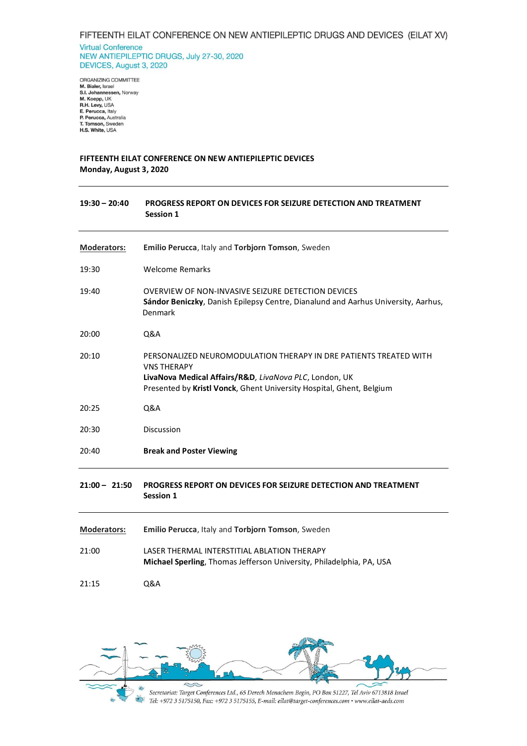FIFTEENTH EILAT CONFERENCE ON NEW ANTIEPILEPTIC DRUGS AND DEVICES (EILAT XV)

Virtual Conference
NEW ANTIEPILEPTIC DRUGS, July 27-30, 2020
DEVICES, August 3, 2020

ORGANIZING COMMITTEE
**M. Bialer**, Israel
**S.I. Johannessen**, Norway
**M. Koepp**, UK
**R.H. Levy**, USA
**E. Perucca**, Italy
**P. Perucca**, Australia
**T. Tomson**, Sweden
**H.S. White**, USA

**FIFTEENTH EILAT CONFERENCE ON NEW ANTIEPILEPTIC DEVICES**
**Monday, August 3, 2020**

---

| | |
|---|---|
| **19:30 – 20:40** | **PROGRESS REPORT ON DEVICES FOR SEIZURE DETECTION AND TREATMENT Session 1** |
| **Moderators:** | **Emilio Perucca**, Italy and **Torbjorn Tomson**, Sweden |
| 19:30 | Welcome Remarks |
| 19:40 | OVERVIEW OF NON-INVASIVE SEIZURE DETECTION DEVICES<br>**Sándor Beniczky**, Danish Epilepsy Centre, Dianalund and Aarhus University, Aarhus, Denmark |
| 20:00 | Q&A |
| 20:10 | PERSONALIZED NEUROMODULATION THERAPY IN DRE PATIENTS TREATED WITH VNS THERAPY<br>**LivaNova Medical Affairs/R&D**, *LivaNova PLC*, London, UK<br>Presented by **Kristl Vonck**, Ghent University Hospital, Ghent, Belgium |
| 20:25 | Q&A |
| 20:30 | Discussion |
| 20:40 | **Break and Poster Viewing** |

---

| | |
|---|---|
| **21:00 – 21:50** | **PROGRESS REPORT ON DEVICES FOR SEIZURE DETECTION AND TREATMENT Session 1** |
| **Moderators:** | **Emilio Perucca**, Italy and **Torbjorn Tomson**, Sweden |
| 21:00 | LASER THERMAL INTERSTITIAL ABLATION THERAPY<br>**Michael Sperling**, Thomas Jefferson University, Philadelphia, PA, USA |
| 21:15 | Q&A |

*Secretariat: Target Conferences Ltd., 65 Derech Menachem Begin, PO Box 51227, Tel Aviv 6713818 Israel*
*Tel: +972 3 5175150, Fax: +972 3 5175155, E-mail: eilat@target-conferences.com • www.eilat-aeds.com*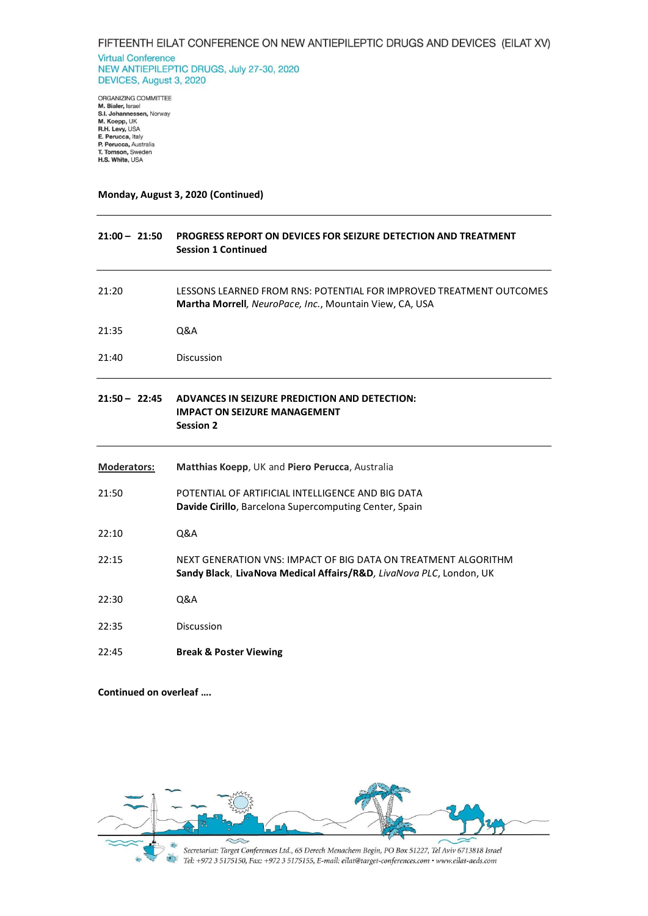FIFTEENTH EILAT CONFERENCE ON NEW ANTIEPILEPTIC DRUGS AND DEVICES (EILAT XV)

Virtual Conference
NEW ANTIEPILEPTIC DRUGS, July 27-30, 2020
DEVICES, August 3, 2020

ORGANIZING COMMITTEE
**M. Bialer,** Israel
**S.I. Johannessen,** Norway
**M. Koepp,** UK
**R.H. Levy,** USA
**E. Perucca,** Italy
**P. Perucca,** Australia
**T. Tomson,** Sweden
**H.S. White,** USA

**Monday, August 3, 2020 (Continued)**

---

**21:00 – 21:50** **PROGRESS REPORT ON DEVICES FOR SEIZURE DETECTION AND TREATMENT**
**Session 1 Continued**

---

21:20 LESSONS LEARNED FROM RNS: POTENTIAL FOR IMPROVED TREATMENT OUTCOMES
**Martha Morrell**, *NeuroPace, Inc.*, Mountain View, CA, USA

21:35 Q&A

21:40 Discussion

---

**21:50 – 22:45** **ADVANCES IN SEIZURE PREDICTION AND DETECTION: IMPACT ON SEIZURE MANAGEMENT**
**Session 2**

---

**Moderators:** **Matthias Koepp**, UK and **Piero Perucca**, Australia

21:50 POTENTIAL OF ARTIFICIAL INTELLIGENCE AND BIG DATA
**Davide Cirillo**, Barcelona Supercomputing Center, Spain

22:10 Q&A

22:15 NEXT GENERATION VNS: IMPACT OF BIG DATA ON TREATMENT ALGORITHM
**Sandy Black**, **LivaNova Medical Affairs/R&D**, *LivaNova PLC*, London, UK

22:30 Q&A

22:35 Discussion

22:45 **Break & Poster Viewing**

**Continued on overleaf ….**

*Secretariat: Target Conferences Ltd., 65 Derech Menachem Begin, PO Box 51227, Tel Aviv 6713818 Israel*
*Tel: +972 3 5175150, Fax: +972 3 5175155, E-mail: eilat@target-conferences.com • www.eilat-aeds.com*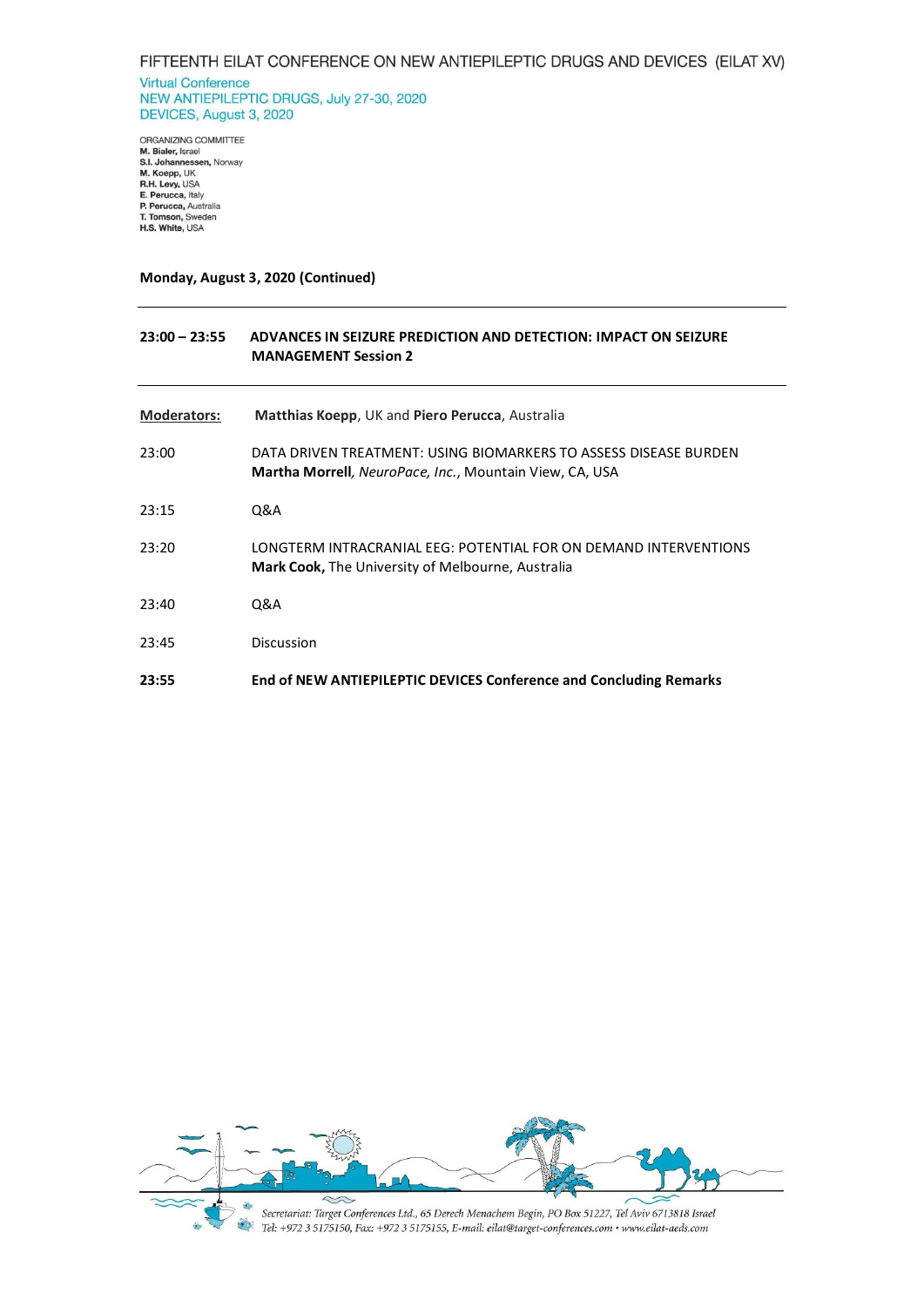**Monday, August 3, 2020 (Continued)**

**23:00 – 23:55 ADVANCES IN SEIZURE PREDICTION AND DETECTION: IMPACT ON SEIZURE MANAGEMENT Session 2**

**Moderators:** **Matthias Koepp**, UK and **Piero Perucca**, Australia

| | |
|---|---|
| 23:00 | DATA DRIVEN TREATMENT: USING BIOMARKERS TO ASSESS DISEASE BURDEN<br>**Martha Morrell**, *NeuroPace, Inc.*, Mountain View, CA, USA |
| 23:15 | Q&A |
| 23:20 | LONGTERM INTRACRANIAL EEG: POTENTIAL FOR ON DEMAND INTERVENTIONS<br>**Mark Cook,** The University of Melbourne, Australia |
| 23:40 | Q&A |
| 23:45 | Discussion |
| **23:55** | **End of NEW ANTIEPILEPTIC DEVICES Conference and Concluding Remarks** |